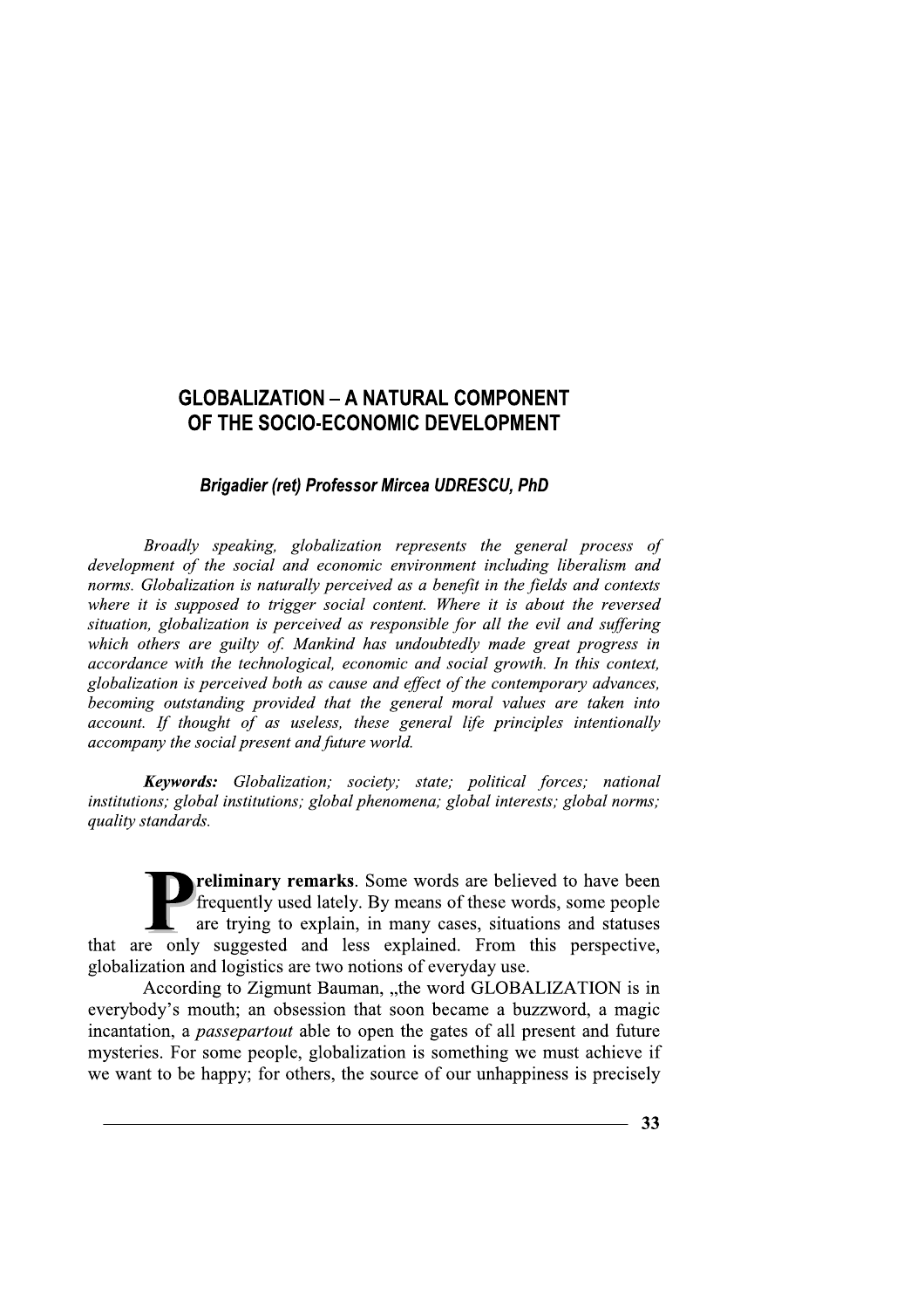# GLOBALIZATION – A NATURAL COMPONENT OF THE SOCIO-ECONOMIC DEVELOPMENT

***Brigadier (ret) Professor Mircea UDRESCU, PhD***

*Broadly speaking, globalization represents the general process of development of the social and economic environment including liberalism and norms. Globalization is naturally perceived as a benefit in the fields and contexts where it is supposed to trigger social content. Where it is about the reversed situation, globalization is perceived as responsible for all the evil and suffering which others are guilty of. Mankind has undoubtedly made great progress in accordance with the technological, economic and social growth. In this context, globalization is perceived both as cause and effect of the contemporary advances, becoming outstanding provided that the general moral values are taken into account. If thought of as useless, these general life principles intentionally accompany the social present and future world.*

***Keywords:*** *Globalization; society; state; political forces; national institutions; global institutions; global phenomena; global interests; global norms; quality standards.*

**Preliminary remarks**. Some words are believed to have been frequently used lately. By means of these words, some people are trying to explain, in many cases, situations and statuses that are only suggested and less explained. From this perspective, globalization and logistics are two notions of everyday use.

According to Zigmunt Bauman, „the word GLOBALIZATION is in everybody's mouth; an obsession that soon became a buzzword, a magic incantation, a *passepartout* able to open the gates of all present and future mysteries. For some people, globalization is something we must achieve if we want to be happy; for others, the source of our unhappiness is precisely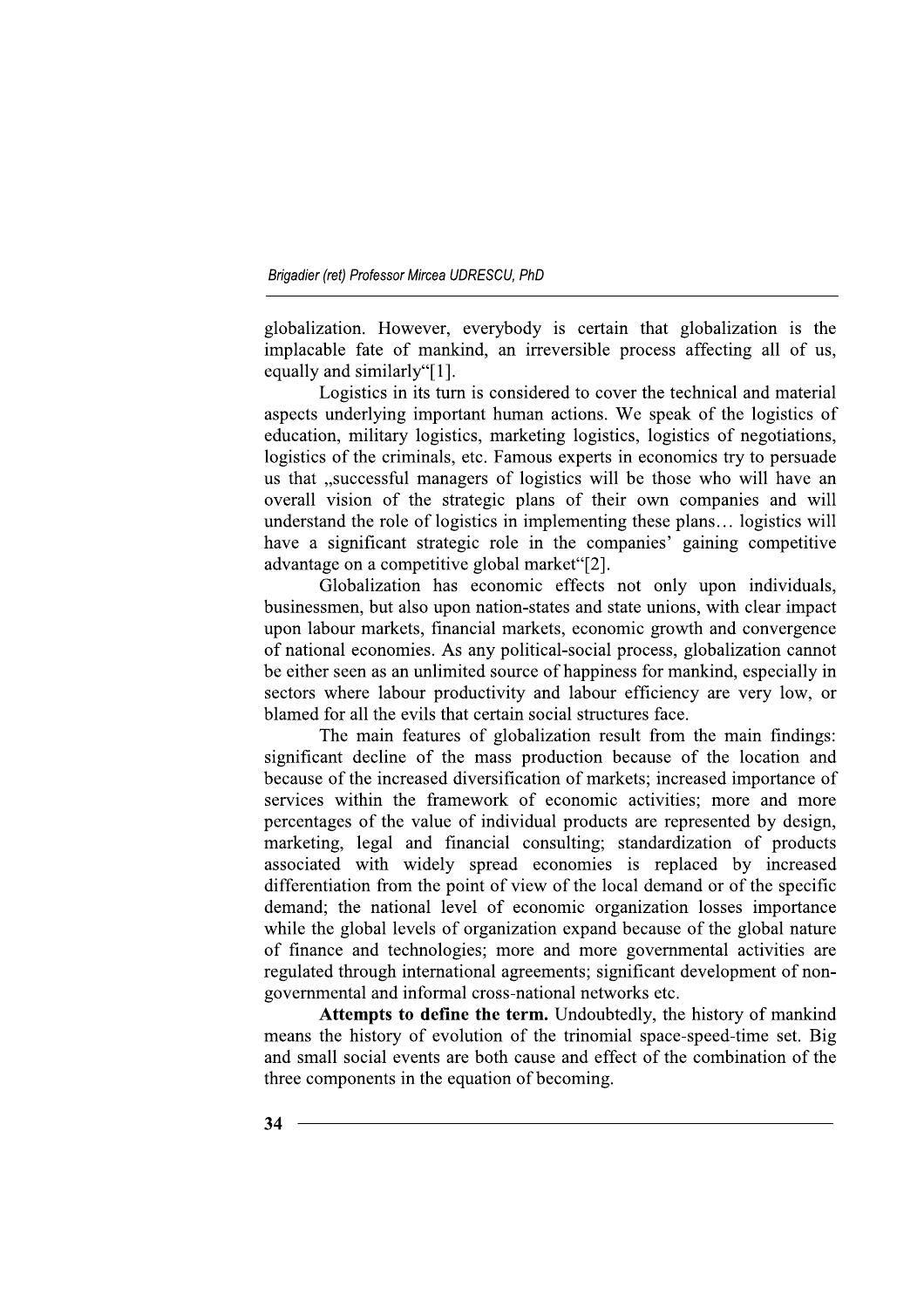globalization. However, everybody is certain that globalization is the implacable fate of mankind, an irreversible process affecting all of us, equally and similarly"[1].

Logistics in its turn is considered to cover the technical and material aspects underlying important human actions. We speak of the logistics of education, military logistics, marketing logistics, logistics of negotiations, logistics of the criminals, etc. Famous experts in economics try to persuade us that „successful managers of logistics will be those who will have an overall vision of the strategic plans of their own companies and will understand the role of logistics in implementing these plans… logistics will have a significant strategic role in the companies' gaining competitive advantage on a competitive global market"[2].

Globalization has economic effects not only upon individuals, businessmen, but also upon nation-states and state unions, with clear impact upon labour markets, financial markets, economic growth and convergence of national economies. As any political-social process, globalization cannot be either seen as an unlimited source of happiness for mankind, especially in sectors where labour productivity and labour efficiency are very low, or blamed for all the evils that certain social structures face.

The main features of globalization result from the main findings: significant decline of the mass production because of the location and because of the increased diversification of markets; increased importance of services within the framework of economic activities; more and more percentages of the value of individual products are represented by design, marketing, legal and financial consulting; standardization of products associated with widely spread economies is replaced by increased differentiation from the point of view of the local demand or of the specific demand; the national level of economic organization losses importance while the global levels of organization expand because of the global nature of finance and technologies; more and more governmental activities are regulated through international agreements; significant development of non-governmental and informal cross-national networks etc.

**Attempts to define the term.** Undoubtedly, the history of mankind means the history of evolution of the trinomial space-speed-time set. Big and small social events are both cause and effect of the combination of the three components in the equation of becoming.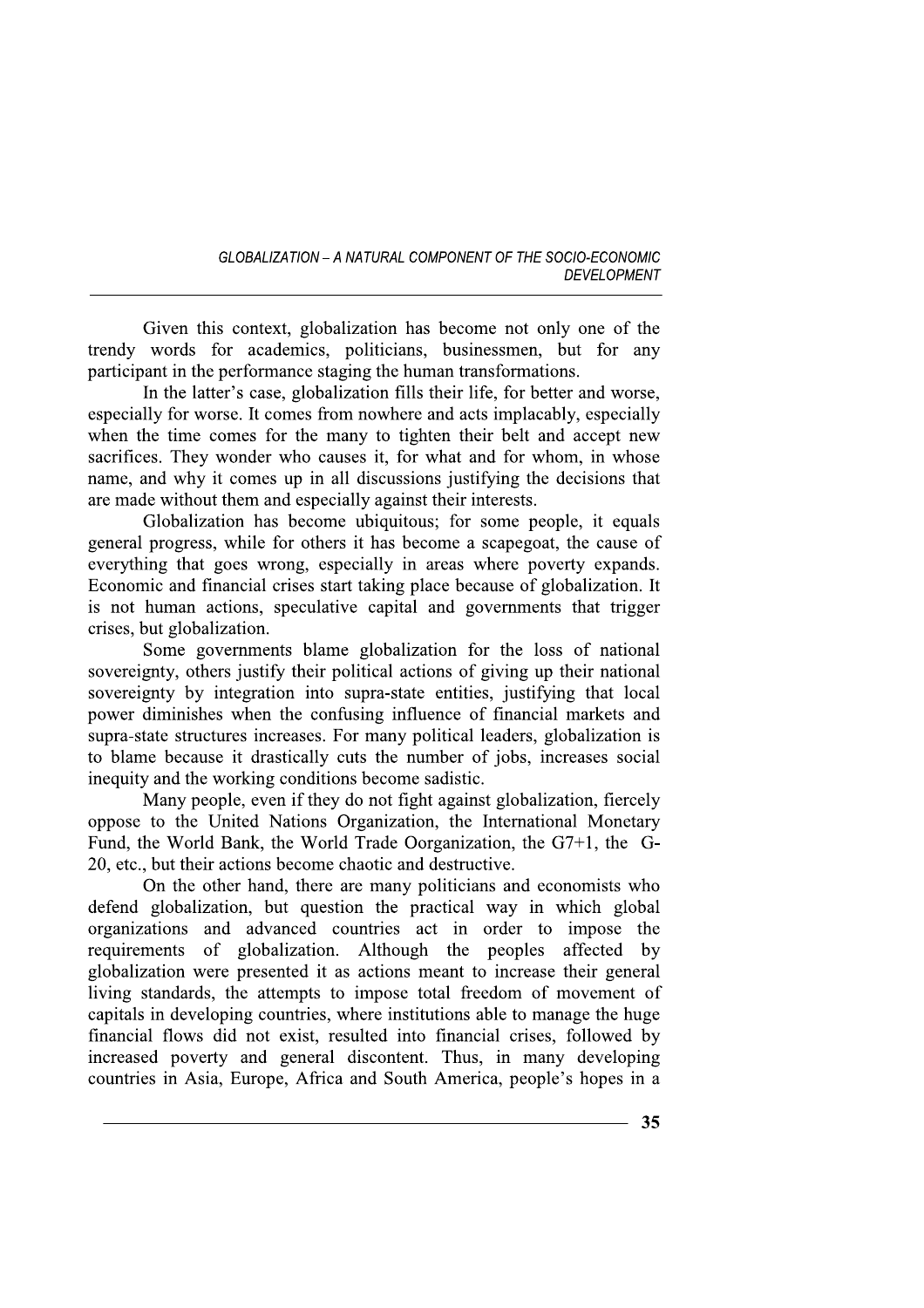Given this context, globalization has become not only one of the trendy words for academics, politicians, businessmen, but for any participant in the performance staging the human transformations.

In the latter's case, globalization fills their life, for better and worse, especially for worse. It comes from nowhere and acts implacably, especially when the time comes for the many to tighten their belt and accept new sacrifices. They wonder who causes it, for what and for whom, in whose name, and why it comes up in all discussions justifying the decisions that are made without them and especially against their interests.

Globalization has become ubiquitous; for some people, it equals general progress, while for others it has become a scapegoat, the cause of everything that goes wrong, especially in areas where poverty expands. Economic and financial crises start taking place because of globalization. It is not human actions, speculative capital and governments that trigger crises, but globalization.

Some governments blame globalization for the loss of national sovereignty, others justify their political actions of giving up their national sovereignty by integration into supra-state entities, justifying that local power diminishes when the confusing influence of financial markets and supra-state structures increases. For many political leaders, globalization is to blame because it drastically cuts the number of jobs, increases social inequity and the working conditions become sadistic.

Many people, even if they do not fight against globalization, fiercely oppose to the United Nations Organization, the International Monetary Fund, the World Bank, the World Trade Oorganization, the G7+1, the G-20, etc., but their actions become chaotic and destructive.

On the other hand, there are many politicians and economists who defend globalization, but question the practical way in which global organizations and advanced countries act in order to impose the requirements of globalization. Although the peoples affected by globalization were presented it as actions meant to increase their general living standards, the attempts to impose total freedom of movement of capitals in developing countries, where institutions able to manage the huge financial flows did not exist, resulted into financial crises, followed by increased poverty and general discontent. Thus, in many developing countries in Asia, Europe, Africa and South America, people's hopes in a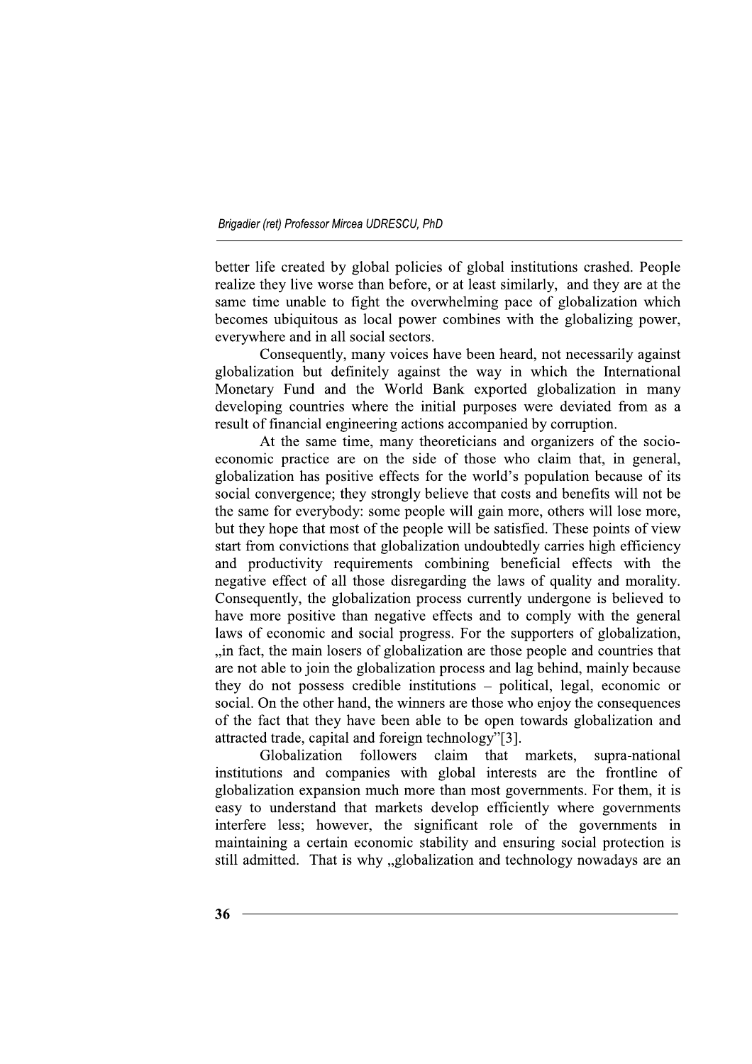better life created by global policies of global institutions crashed. People realize they live worse than before, or at least similarly, and they are at the same time unable to fight the overwhelming pace of globalization which becomes ubiquitous as local power combines with the globalizing power, everywhere and in all social sectors.

Consequently, many voices have been heard, not necessarily against globalization but definitely against the way in which the International Monetary Fund and the World Bank exported globalization in many developing countries where the initial purposes were deviated from as a result of financial engineering actions accompanied by corruption.

At the same time, many theoreticians and organizers of the socio-economic practice are on the side of those who claim that, in general, globalization has positive effects for the world's population because of its social convergence; they strongly believe that costs and benefits will not be the same for everybody: some people will gain more, others will lose more, but they hope that most of the people will be satisfied. These points of view start from convictions that globalization undoubtedly carries high efficiency and productivity requirements combining beneficial effects with the negative effect of all those disregarding the laws of quality and morality. Consequently, the globalization process currently undergone is believed to have more positive than negative effects and to comply with the general laws of economic and social progress. For the supporters of globalization, „in fact, the main losers of globalization are those people and countries that are not able to join the globalization process and lag behind, mainly because they do not possess credible institutions – political, legal, economic or social. On the other hand, the winners are those who enjoy the consequences of the fact that they have been able to be open towards globalization and attracted trade, capital and foreign technology"[3].

Globalization followers claim that markets, supra-national institutions and companies with global interests are the frontline of globalization expansion much more than most governments. For them, it is easy to understand that markets develop efficiently where governments interfere less; however, the significant role of the governments in maintaining a certain economic stability and ensuring social protection is still admitted. That is why „globalization and technology nowadays are an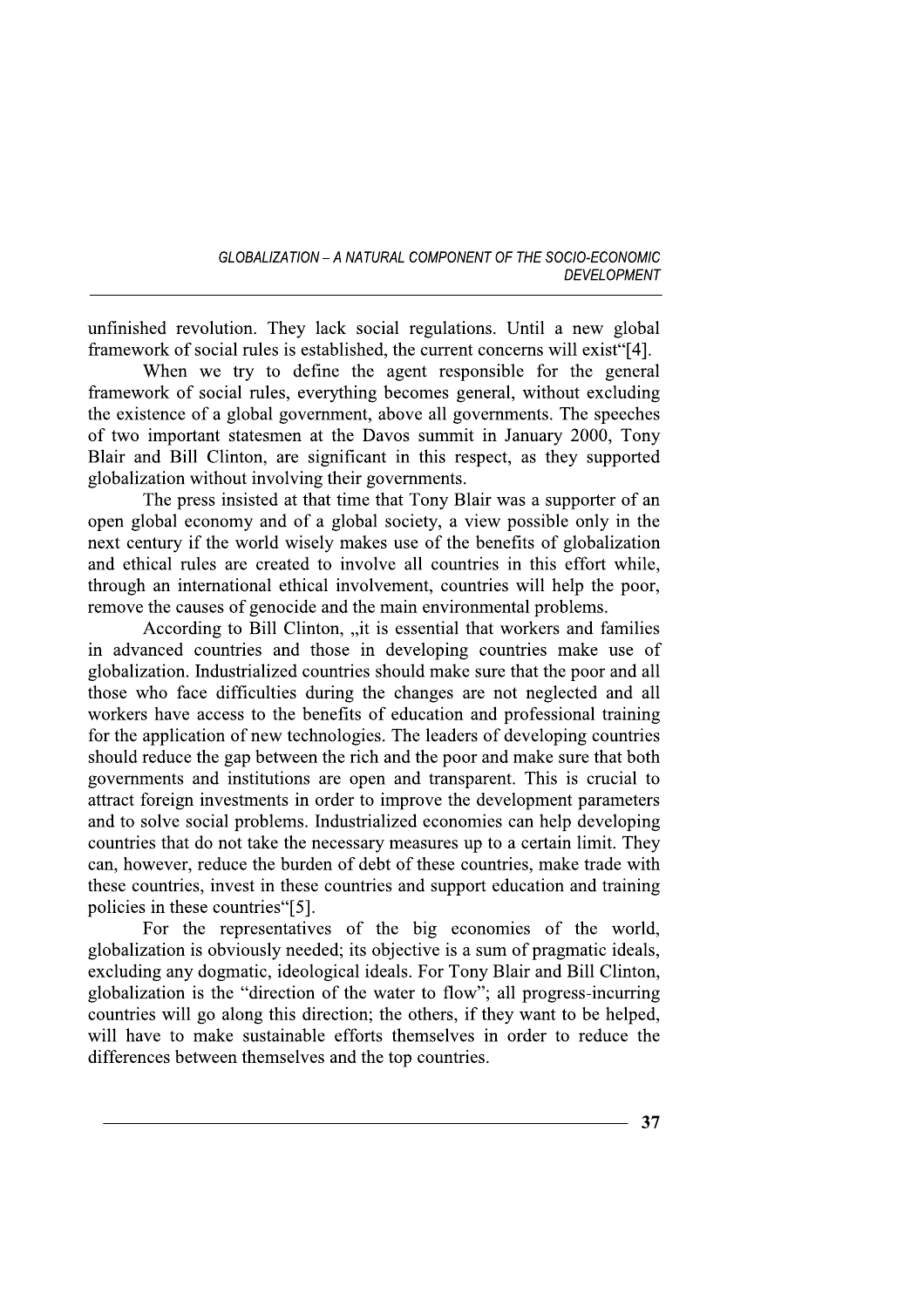unfinished revolution. They lack social regulations. Until a new global framework of social rules is established, the current concerns will exist"[4].

When we try to define the agent responsible for the general framework of social rules, everything becomes general, without excluding the existence of a global government, above all governments. The speeches of two important statesmen at the Davos summit in January 2000, Tony Blair and Bill Clinton, are significant in this respect, as they supported globalization without involving their governments.

The press insisted at that time that Tony Blair was a supporter of an open global economy and of a global society, a view possible only in the next century if the world wisely makes use of the benefits of globalization and ethical rules are created to involve all countries in this effort while, through an international ethical involvement, countries will help the poor, remove the causes of genocide and the main environmental problems.

According to Bill Clinton, „it is essential that workers and families in advanced countries and those in developing countries make use of globalization. Industrialized countries should make sure that the poor and all those who face difficulties during the changes are not neglected and all workers have access to the benefits of education and professional training for the application of new technologies. The leaders of developing countries should reduce the gap between the rich and the poor and make sure that both governments and institutions are open and transparent. This is crucial to attract foreign investments in order to improve the development parameters and to solve social problems. Industrialized economies can help developing countries that do not take the necessary measures up to a certain limit. They can, however, reduce the burden of debt of these countries, make trade with these countries, invest in these countries and support education and training policies in these countries"[5].

For the representatives of the big economies of the world, globalization is obviously needed; its objective is a sum of pragmatic ideals, excluding any dogmatic, ideological ideals. For Tony Blair and Bill Clinton, globalization is the "direction of the water to flow"; all progress-incurring countries will go along this direction; the others, if they want to be helped, will have to make sustainable efforts themselves in order to reduce the differences between themselves and the top countries.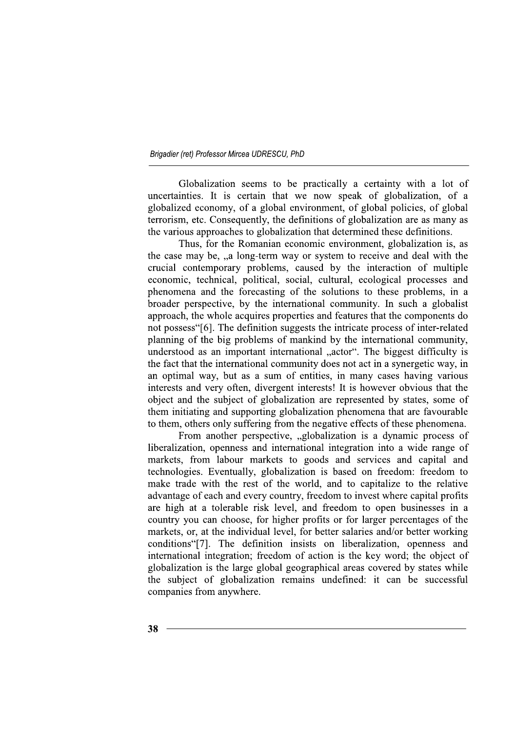Globalization seems to be practically a certainty with a lot of uncertainties. It is certain that we now speak of globalization, of a globalized economy, of a global environment, of global policies, of global terrorism, etc. Consequently, the definitions of globalization are as many as the various approaches to globalization that determined these definitions.

Thus, for the Romanian economic environment, globalization is, as the case may be, „a long-term way or system to receive and deal with the crucial contemporary problems, caused by the interaction of multiple economic, technical, political, social, cultural, ecological processes and phenomena and the forecasting of the solutions to these problems, in a broader perspective, by the international community. In such a globalist approach, the whole acquires properties and features that the components do not possess"[6]. The definition suggests the intricate process of inter-related planning of the big problems of mankind by the international community, understood as an important international „actor". The biggest difficulty is the fact that the international community does not act in a synergetic way, in an optimal way, but as a sum of entities, in many cases having various interests and very often, divergent interests! It is however obvious that the object and the subject of globalization are represented by states, some of them initiating and supporting globalization phenomena that are favourable to them, others only suffering from the negative effects of these phenomena.

From another perspective, „globalization is a dynamic process of liberalization, openness and international integration into a wide range of markets, from labour markets to goods and services and capital and technologies. Eventually, globalization is based on freedom: freedom to make trade with the rest of the world, and to capitalize to the relative advantage of each and every country, freedom to invest where capital profits are high at a tolerable risk level, and freedom to open businesses in a country you can choose, for higher profits or for larger percentages of the markets, or, at the individual level, for better salaries and/or better working conditions"[7]. The definition insists on liberalization, openness and international integration; freedom of action is the key word; the object of globalization is the large global geographical areas covered by states while the subject of globalization remains undefined: it can be successful companies from anywhere.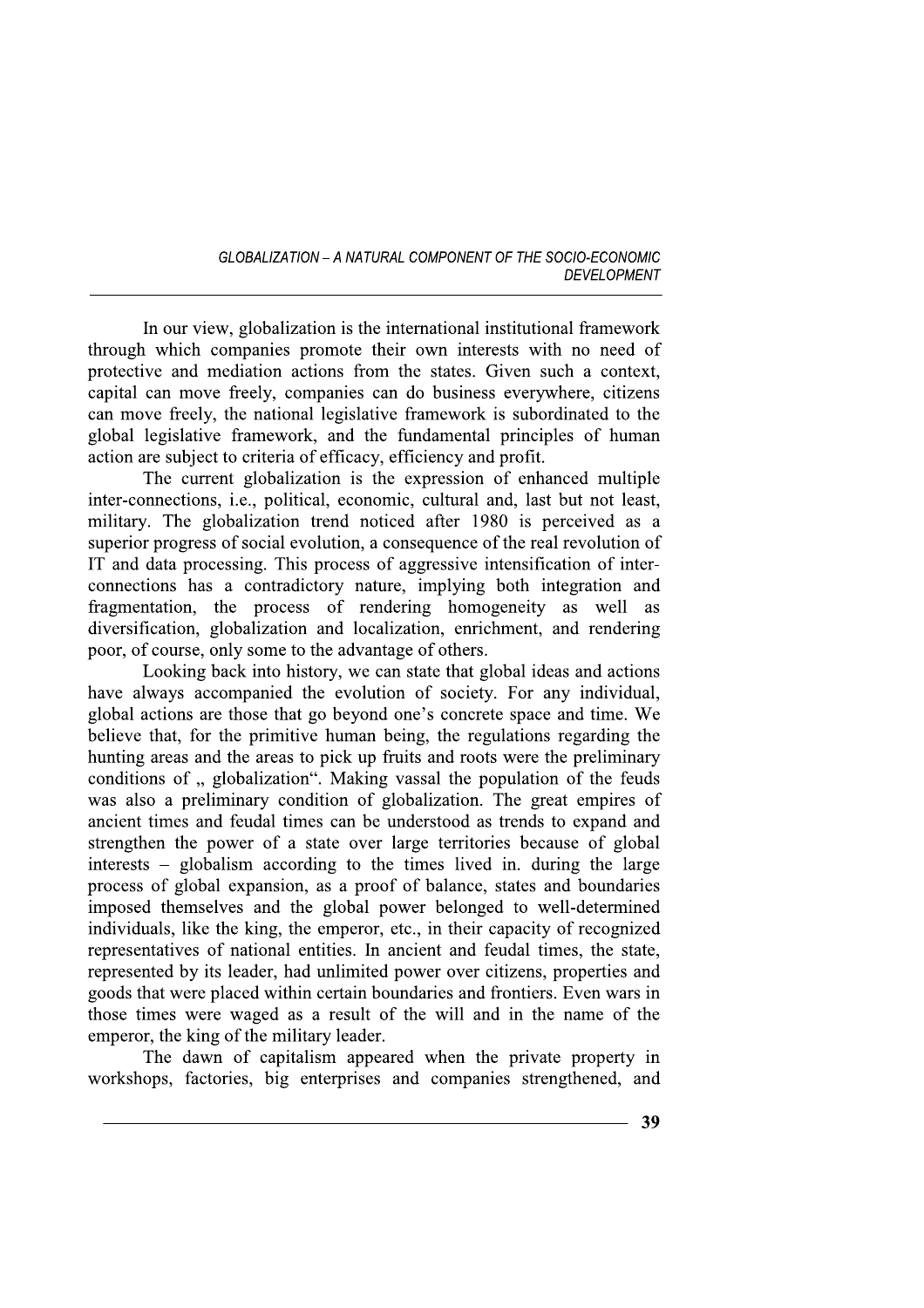In our view, globalization is the international institutional framework through which companies promote their own interests with no need of protective and mediation actions from the states. Given such a context, capital can move freely, companies can do business everywhere, citizens can move freely, the national legislative framework is subordinated to the global legislative framework, and the fundamental principles of human action are subject to criteria of efficacy, efficiency and profit.

The current globalization is the expression of enhanced multiple inter-connections, i.e., political, economic, cultural and, last but not least, military. The globalization trend noticed after 1980 is perceived as a superior progress of social evolution, a consequence of the real revolution of IT and data processing. This process of aggressive intensification of inter-connections has a contradictory nature, implying both integration and fragmentation, the process of rendering homogeneity as well as diversification, globalization and localization, enrichment, and rendering poor, of course, only some to the advantage of others.

Looking back into history, we can state that global ideas and actions have always accompanied the evolution of society. For any individual, global actions are those that go beyond one's concrete space and time. We believe that, for the primitive human being, the regulations regarding the hunting areas and the areas to pick up fruits and roots were the preliminary conditions of „ globalization". Making vassal the population of the feuds was also a preliminary condition of globalization. The great empires of ancient times and feudal times can be understood as trends to expand and strengthen the power of a state over large territories because of global interests – globalism according to the times lived in. during the large process of global expansion, as a proof of balance, states and boundaries imposed themselves and the global power belonged to well-determined individuals, like the king, the emperor, etc., in their capacity of recognized representatives of national entities. In ancient and feudal times, the state, represented by its leader, had unlimited power over citizens, properties and goods that were placed within certain boundaries and frontiers. Even wars in those times were waged as a result of the will and in the name of the emperor, the king of the military leader.

The dawn of capitalism appeared when the private property in workshops, factories, big enterprises and companies strengthened, and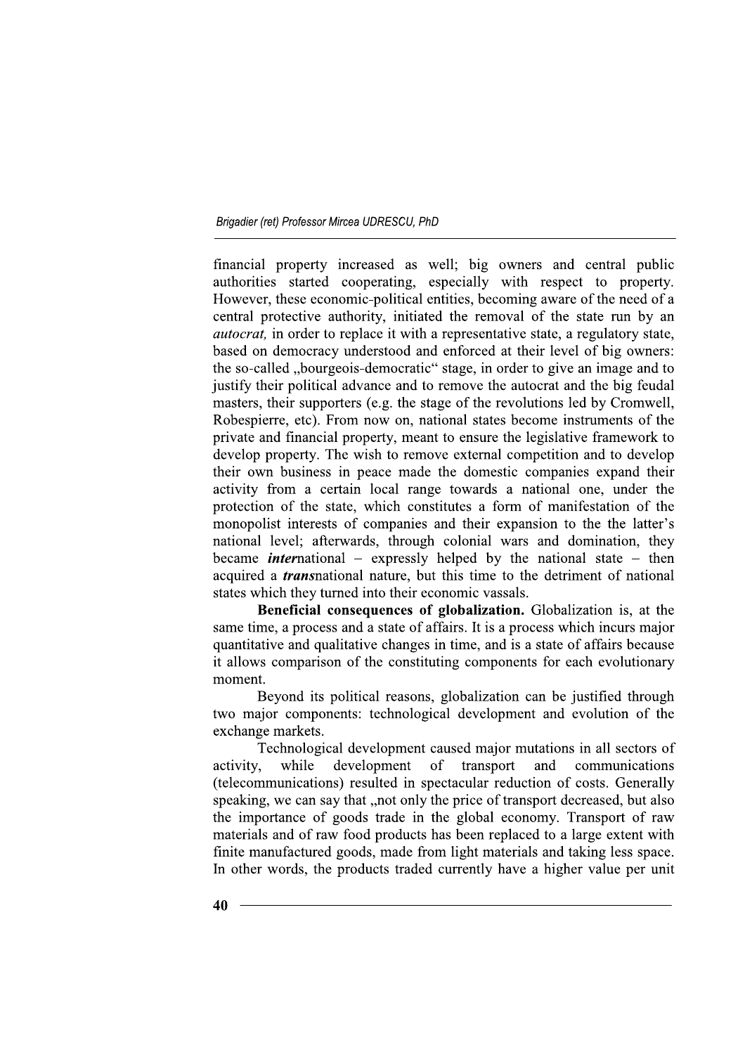financial property increased as well; big owners and central public authorities started cooperating, especially with respect to property. However, these economic-political entities, becoming aware of the need of a central protective authority, initiated the removal of the state run by an *autocrat,* in order to replace it with a representative state, a regulatory state, based on democracy understood and enforced at their level of big owners: the so-called „bourgeois-democratic" stage, in order to give an image and to justify their political advance and to remove the autocrat and the big feudal masters, their supporters (e.g. the stage of the revolutions led by Cromwell, Robespierre, etc). From now on, national states become instruments of the private and financial property, meant to ensure the legislative framework to develop property. The wish to remove external competition and to develop their own business in peace made the domestic companies expand their activity from a certain local range towards a national one, under the protection of the state, which constitutes a form of manifestation of the monopolist interests of companies and their expansion to the the latter's national level; afterwards, through colonial wars and domination, they became ***inter***national – expressly helped by the national state – then acquired a ***trans***national nature, but this time to the detriment of national states which they turned into their economic vassals.

**Beneficial consequences of globalization.** Globalization is, at the same time, a process and a state of affairs. It is a process which incurs major quantitative and qualitative changes in time, and is a state of affairs because it allows comparison of the constituting components for each evolutionary moment.

Beyond its political reasons, globalization can be justified through two major components: technological development and evolution of the exchange markets.

Technological development caused major mutations in all sectors of activity, while development of transport and communications (telecommunications) resulted in spectacular reduction of costs. Generally speaking, we can say that „not only the price of transport decreased, but also the importance of goods trade in the global economy. Transport of raw materials and of raw food products has been replaced to a large extent with finite manufactured goods, made from light materials and taking less space. In other words, the products traded currently have a higher value per unit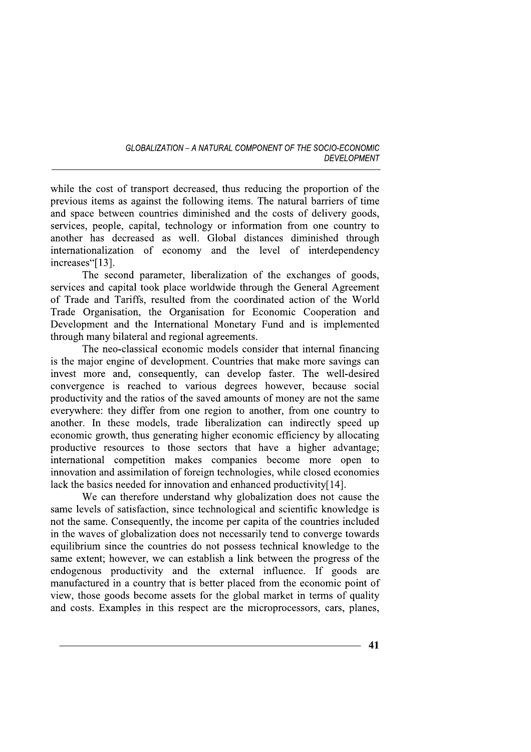while the cost of transport decreased, thus reducing the proportion of the previous items as against the following items. The natural barriers of time and space between countries diminished and the costs of delivery goods, services, people, capital, technology or information from one country to another has decreased as well. Global distances diminished through internationalization of economy and the level of interdependency increases"[13].

The second parameter, liberalization of the exchanges of goods, services and capital took place worldwide through the General Agreement of Trade and Tariffs, resulted from the coordinated action of the World Trade Organisation, the Organisation for Economic Cooperation and Development and the International Monetary Fund and is implemented through many bilateral and regional agreements.

The neo-classical economic models consider that internal financing is the major engine of development. Countries that make more savings can invest more and, consequently, can develop faster. The well-desired convergence is reached to various degrees however, because social productivity and the ratios of the saved amounts of money are not the same everywhere: they differ from one region to another, from one country to another. In these models, trade liberalization can indirectly speed up economic growth, thus generating higher economic efficiency by allocating productive resources to those sectors that have a higher advantage; international competition makes companies become more open to innovation and assimilation of foreign technologies, while closed economies lack the basics needed for innovation and enhanced productivity[14].

We can therefore understand why globalization does not cause the same levels of satisfaction, since technological and scientific knowledge is not the same. Consequently, the income per capita of the countries included in the waves of globalization does not necessarily tend to converge towards equilibrium since the countries do not possess technical knowledge to the same extent; however, we can establish a link between the progress of the endogenous productivity and the external influence. If goods are manufactured in a country that is better placed from the economic point of view, those goods become assets for the global market in terms of quality and costs. Examples in this respect are the microprocessors, cars, planes,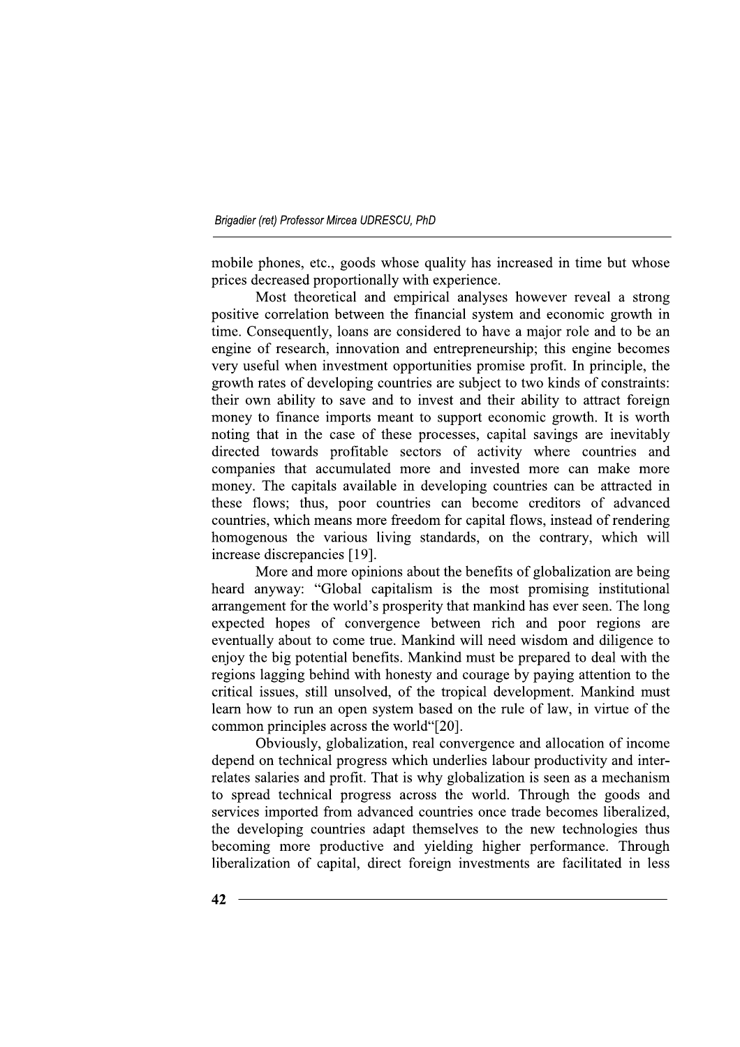mobile phones, etc., goods whose quality has increased in time but whose prices decreased proportionally with experience.

Most theoretical and empirical analyses however reveal a strong positive correlation between the financial system and economic growth in time. Consequently, loans are considered to have a major role and to be an engine of research, innovation and entrepreneurship; this engine becomes very useful when investment opportunities promise profit. In principle, the growth rates of developing countries are subject to two kinds of constraints: their own ability to save and to invest and their ability to attract foreign money to finance imports meant to support economic growth. It is worth noting that in the case of these processes, capital savings are inevitably directed towards profitable sectors of activity where countries and companies that accumulated more and invested more can make more money. The capitals available in developing countries can be attracted in these flows; thus, poor countries can become creditors of advanced countries, which means more freedom for capital flows, instead of rendering homogenous the various living standards, on the contrary, which will increase discrepancies [19].

More and more opinions about the benefits of globalization are being heard anyway: "Global capitalism is the most promising institutional arrangement for the world's prosperity that mankind has ever seen. The long expected hopes of convergence between rich and poor regions are eventually about to come true. Mankind will need wisdom and diligence to enjoy the big potential benefits. Mankind must be prepared to deal with the regions lagging behind with honesty and courage by paying attention to the critical issues, still unsolved, of the tropical development. Mankind must learn how to run an open system based on the rule of law, in virtue of the common principles across the world"[20].

Obviously, globalization, real convergence and allocation of income depend on technical progress which underlies labour productivity and inter-relates salaries and profit. That is why globalization is seen as a mechanism to spread technical progress across the world. Through the goods and services imported from advanced countries once trade becomes liberalized, the developing countries adapt themselves to the new technologies thus becoming more productive and yielding higher performance. Through liberalization of capital, direct foreign investments are facilitated in less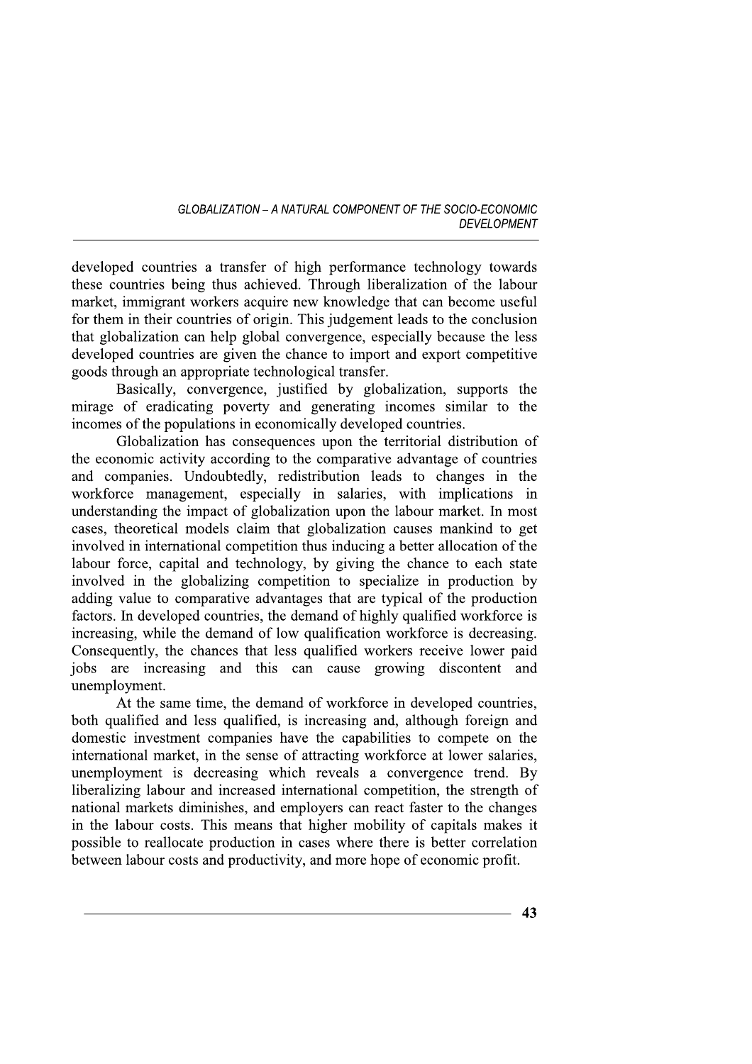developed countries a transfer of high performance technology towards these countries being thus achieved. Through liberalization of the labour market, immigrant workers acquire new knowledge that can become useful for them in their countries of origin. This judgement leads to the conclusion that globalization can help global convergence, especially because the less developed countries are given the chance to import and export competitive goods through an appropriate technological transfer.

Basically, convergence, justified by globalization, supports the mirage of eradicating poverty and generating incomes similar to the incomes of the populations in economically developed countries.

Globalization has consequences upon the territorial distribution of the economic activity according to the comparative advantage of countries and companies. Undoubtedly, redistribution leads to changes in the workforce management, especially in salaries, with implications in understanding the impact of globalization upon the labour market. In most cases, theoretical models claim that globalization causes mankind to get involved in international competition thus inducing a better allocation of the labour force, capital and technology, by giving the chance to each state involved in the globalizing competition to specialize in production by adding value to comparative advantages that are typical of the production factors. In developed countries, the demand of highly qualified workforce is increasing, while the demand of low qualification workforce is decreasing. Consequently, the chances that less qualified workers receive lower paid jobs are increasing and this can cause growing discontent and unemployment.

At the same time, the demand of workforce in developed countries, both qualified and less qualified, is increasing and, although foreign and domestic investment companies have the capabilities to compete on the international market, in the sense of attracting workforce at lower salaries, unemployment is decreasing which reveals a convergence trend. By liberalizing labour and increased international competition, the strength of national markets diminishes, and employers can react faster to the changes in the labour costs. This means that higher mobility of capitals makes it possible to reallocate production in cases where there is better correlation between labour costs and productivity, and more hope of economic profit.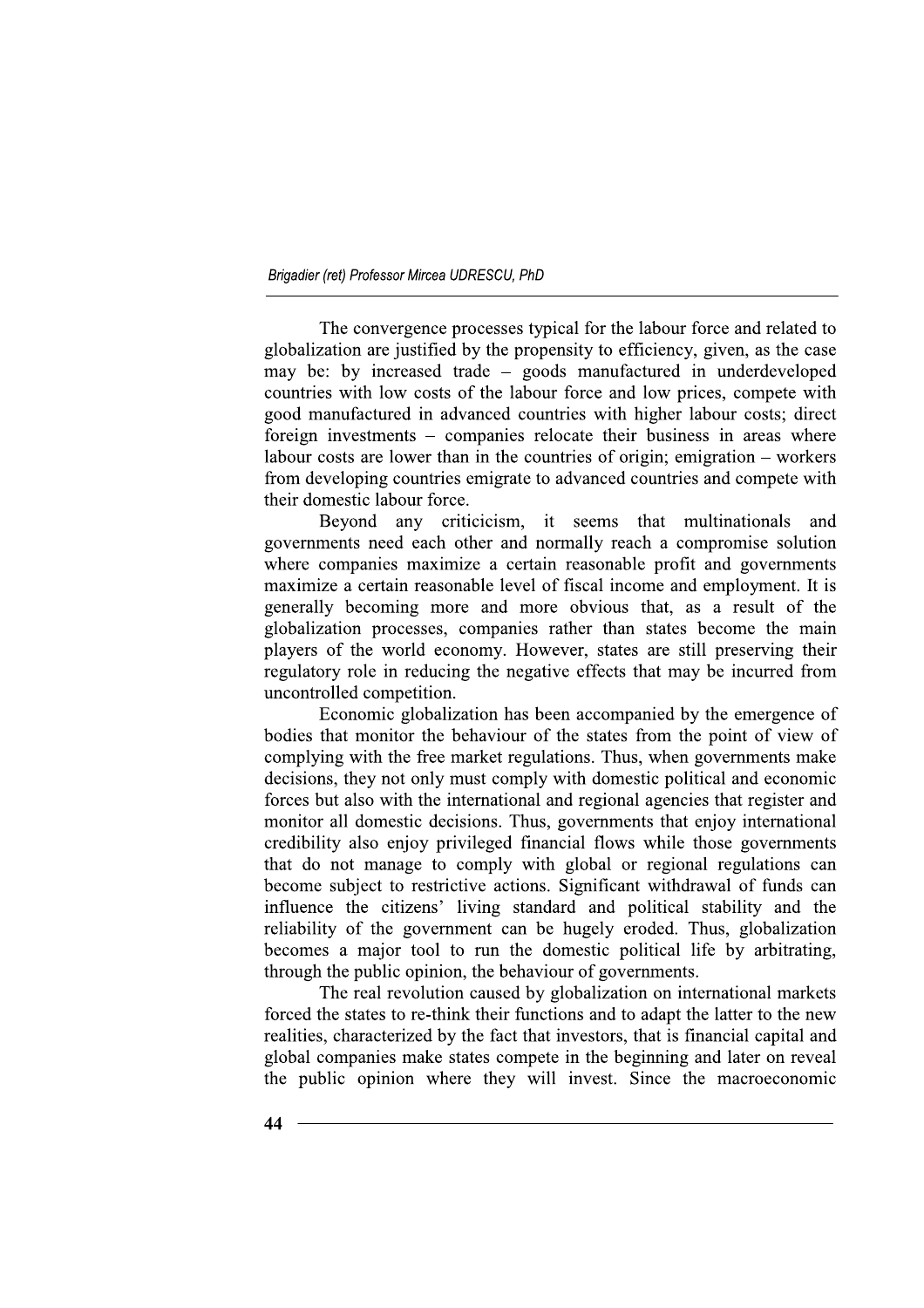The convergence processes typical for the labour force and related to globalization are justified by the propensity to efficiency, given, as the case may be: by increased trade – goods manufactured in underdeveloped countries with low costs of the labour force and low prices, compete with good manufactured in advanced countries with higher labour costs; direct foreign investments – companies relocate their business in areas where labour costs are lower than in the countries of origin; emigration – workers from developing countries emigrate to advanced countries and compete with their domestic labour force.

Beyond any criticicism, it seems that multinationals and governments need each other and normally reach a compromise solution where companies maximize a certain reasonable profit and governments maximize a certain reasonable level of fiscal income and employment. It is generally becoming more and more obvious that, as a result of the globalization processes, companies rather than states become the main players of the world economy. However, states are still preserving their regulatory role in reducing the negative effects that may be incurred from uncontrolled competition.

Economic globalization has been accompanied by the emergence of bodies that monitor the behaviour of the states from the point of view of complying with the free market regulations. Thus, when governments make decisions, they not only must comply with domestic political and economic forces but also with the international and regional agencies that register and monitor all domestic decisions. Thus, governments that enjoy international credibility also enjoy privileged financial flows while those governments that do not manage to comply with global or regional regulations can become subject to restrictive actions. Significant withdrawal of funds can influence the citizens' living standard and political stability and the reliability of the government can be hugely eroded. Thus, globalization becomes a major tool to run the domestic political life by arbitrating, through the public opinion, the behaviour of governments.

The real revolution caused by globalization on international markets forced the states to re-think their functions and to adapt the latter to the new realities, characterized by the fact that investors, that is financial capital and global companies make states compete in the beginning and later on reveal the public opinion where they will invest. Since the macroeconomic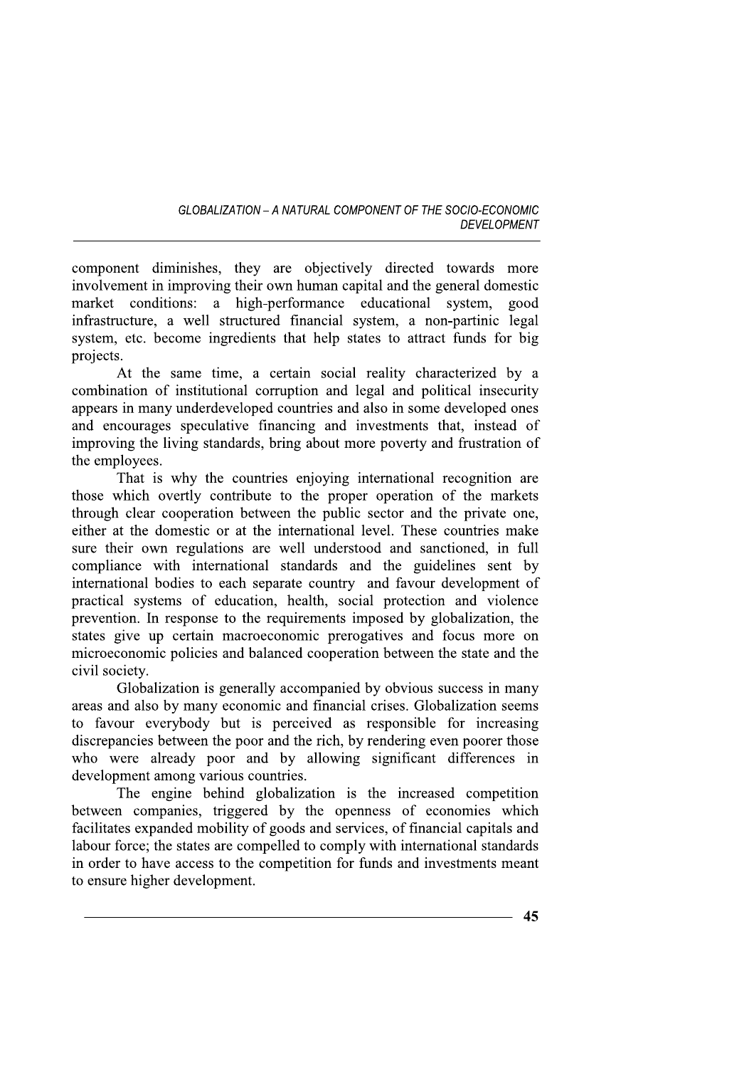component diminishes, they are objectively directed towards more involvement in improving their own human capital and the general domestic market conditions: a high-performance educational system, good infrastructure, a well structured financial system, a non-partinic legal system, etc. become ingredients that help states to attract funds for big projects.

At the same time, a certain social reality characterized by a combination of institutional corruption and legal and political insecurity appears in many underdeveloped countries and also in some developed ones and encourages speculative financing and investments that, instead of improving the living standards, bring about more poverty and frustration of the employees.

That is why the countries enjoying international recognition are those which overtly contribute to the proper operation of the markets through clear cooperation between the public sector and the private one, either at the domestic or at the international level. These countries make sure their own regulations are well understood and sanctioned, in full compliance with international standards and the guidelines sent by international bodies to each separate country and favour development of practical systems of education, health, social protection and violence prevention. In response to the requirements imposed by globalization, the states give up certain macroeconomic prerogatives and focus more on microeconomic policies and balanced cooperation between the state and the civil society.

Globalization is generally accompanied by obvious success in many areas and also by many economic and financial crises. Globalization seems to favour everybody but is perceived as responsible for increasing discrepancies between the poor and the rich, by rendering even poorer those who were already poor and by allowing significant differences in development among various countries.

The engine behind globalization is the increased competition between companies, triggered by the openness of economies which facilitates expanded mobility of goods and services, of financial capitals and labour force; the states are compelled to comply with international standards in order to have access to the competition for funds and investments meant to ensure higher development.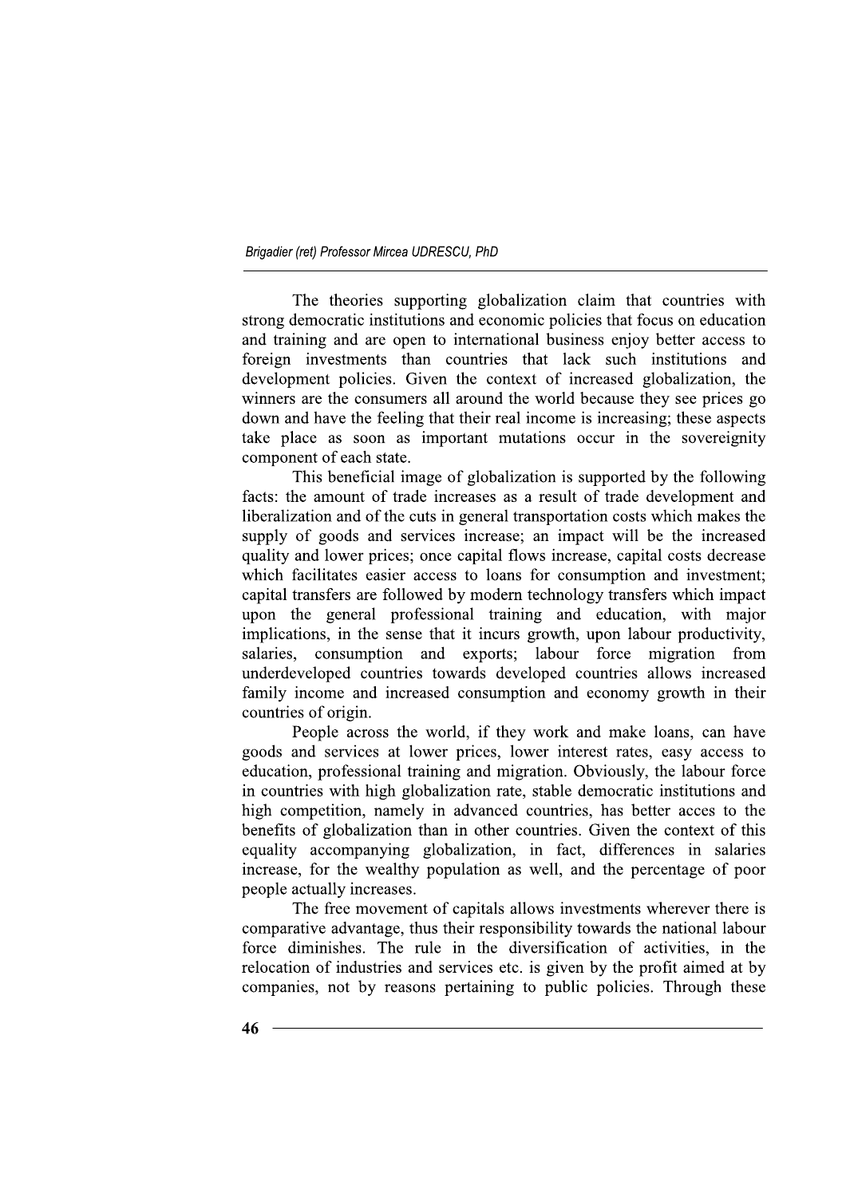The theories supporting globalization claim that countries with strong democratic institutions and economic policies that focus on education and training and are open to international business enjoy better access to foreign investments than countries that lack such institutions and development policies. Given the context of increased globalization, the winners are the consumers all around the world because they see prices go down and have the feeling that their real income is increasing; these aspects take place as soon as important mutations occur in the sovereignity component of each state.

This beneficial image of globalization is supported by the following facts: the amount of trade increases as a result of trade development and liberalization and of the cuts in general transportation costs which makes the supply of goods and services increase; an impact will be the increased quality and lower prices; once capital flows increase, capital costs decrease which facilitates easier access to loans for consumption and investment; capital transfers are followed by modern technology transfers which impact upon the general professional training and education, with major implications, in the sense that it incurs growth, upon labour productivity, salaries, consumption and exports; labour force migration from underdeveloped countries towards developed countries allows increased family income and increased consumption and economy growth in their countries of origin.

People across the world, if they work and make loans, can have goods and services at lower prices, lower interest rates, easy access to education, professional training and migration. Obviously, the labour force in countries with high globalization rate, stable democratic institutions and high competition, namely in advanced countries, has better acces to the benefits of globalization than in other countries. Given the context of this equality accompanying globalization, in fact, differences in salaries increase, for the wealthy population as well, and the percentage of poor people actually increases.

The free movement of capitals allows investments wherever there is comparative advantage, thus their responsibility towards the national labour force diminishes. The rule in the diversification of activities, in the relocation of industries and services etc. is given by the profit aimed at by companies, not by reasons pertaining to public policies. Through these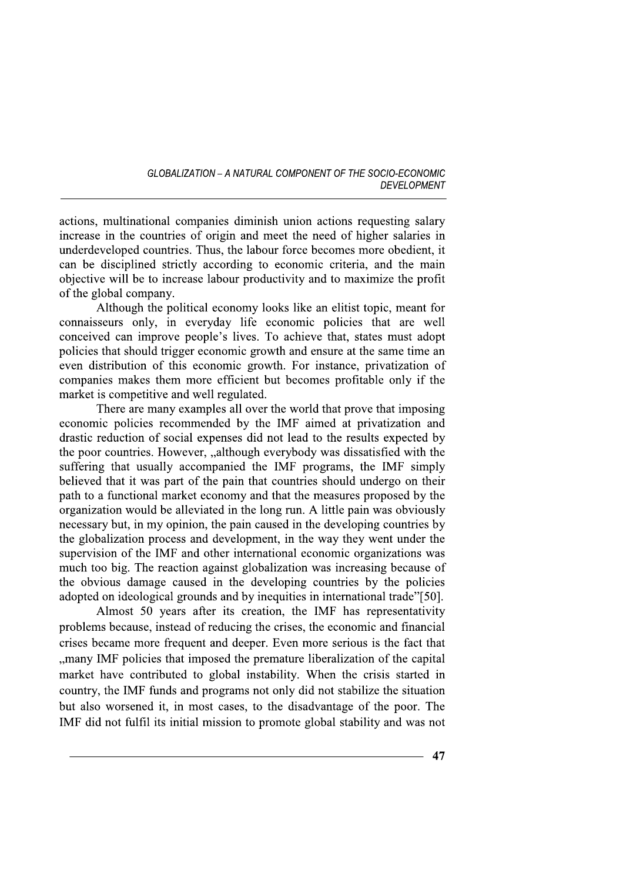actions, multinational companies diminish union actions requesting salary increase in the countries of origin and meet the need of higher salaries in underdeveloped countries. Thus, the labour force becomes more obedient, it can be disciplined strictly according to economic criteria, and the main objective will be to increase labour productivity and to maximize the profit of the global company.

Although the political economy looks like an elitist topic, meant for connaisseurs only, in everyday life economic policies that are well conceived can improve people's lives. To achieve that, states must adopt policies that should trigger economic growth and ensure at the same time an even distribution of this economic growth. For instance, privatization of companies makes them more efficient but becomes profitable only if the market is competitive and well regulated.

There are many examples all over the world that prove that imposing economic policies recommended by the IMF aimed at privatization and drastic reduction of social expenses did not lead to the results expected by the poor countries. However, „although everybody was dissatisfied with the suffering that usually accompanied the IMF programs, the IMF simply believed that it was part of the pain that countries should undergo on their path to a functional market economy and that the measures proposed by the organization would be alleviated in the long run. A little pain was obviously necessary but, in my opinion, the pain caused in the developing countries by the globalization process and development, in the way they went under the supervision of the IMF and other international economic organizations was much too big. The reaction against globalization was increasing because of the obvious damage caused in the developing countries by the policies adopted on ideological grounds and by inequities in international trade"[50].

Almost 50 years after its creation, the IMF has representativity problems because, instead of reducing the crises, the economic and financial crises became more frequent and deeper. Even more serious is the fact that „many IMF policies that imposed the premature liberalization of the capital market have contributed to global instability. When the crisis started in country, the IMF funds and programs not only did not stabilize the situation but also worsened it, in most cases, to the disadvantage of the poor. The IMF did not fulfil its initial mission to promote global stability and was not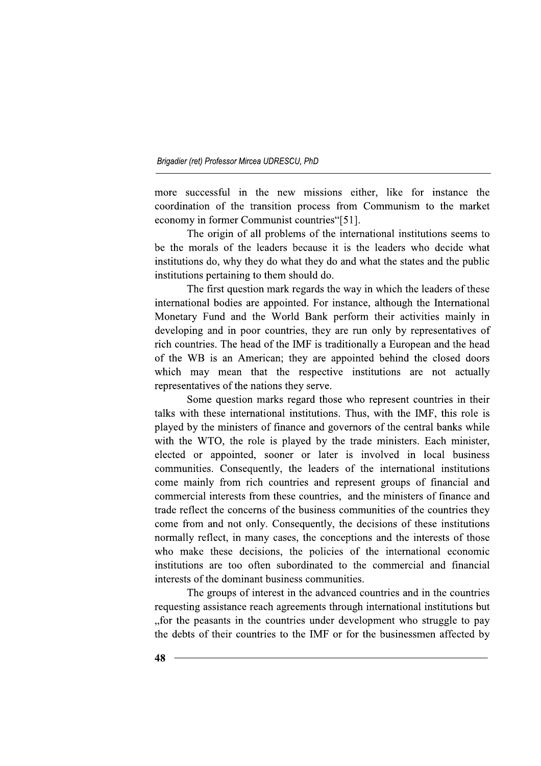more successful in the new missions either, like for instance the coordination of the transition process from Communism to the market economy in former Communist countries"[51].

The origin of all problems of the international institutions seems to be the morals of the leaders because it is the leaders who decide what institutions do, why they do what they do and what the states and the public institutions pertaining to them should do.

The first question mark regards the way in which the leaders of these international bodies are appointed. For instance, although the International Monetary Fund and the World Bank perform their activities mainly in developing and in poor countries, they are run only by representatives of rich countries. The head of the IMF is traditionally a European and the head of the WB is an American; they are appointed behind the closed doors which may mean that the respective institutions are not actually representatives of the nations they serve.

Some question marks regard those who represent countries in their talks with these international institutions. Thus, with the IMF, this role is played by the ministers of finance and governors of the central banks while with the WTO, the role is played by the trade ministers. Each minister, elected or appointed, sooner or later is involved in local business communities. Consequently, the leaders of the international institutions come mainly from rich countries and represent groups of financial and commercial interests from these countries, and the ministers of finance and trade reflect the concerns of the business communities of the countries they come from and not only. Consequently, the decisions of these institutions normally reflect, in many cases, the conceptions and the interests of those who make these decisions, the policies of the international economic institutions are too often subordinated to the commercial and financial interests of the dominant business communities.

The groups of interest in the advanced countries and in the countries requesting assistance reach agreements through international institutions but „for the peasants in the countries under development who struggle to pay the debts of their countries to the IMF or for the businessmen affected by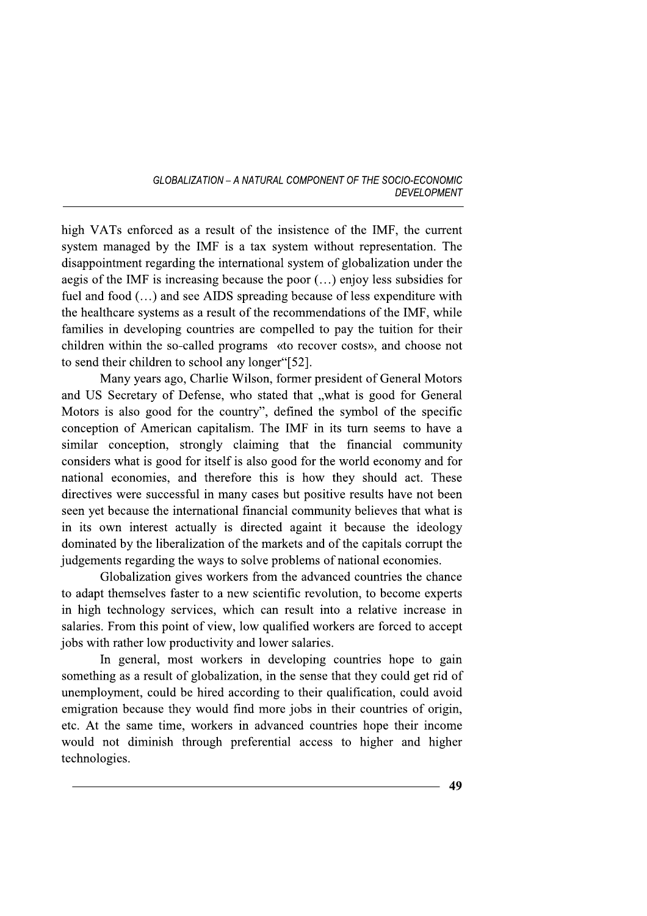high VATs enforced as a result of the insistence of the IMF, the current system managed by the IMF is a tax system without representation. The disappointment regarding the international system of globalization under the aegis of the IMF is increasing because the poor (…) enjoy less subsidies for fuel and food (…) and see AIDS spreading because of less expenditure with the healthcare systems as a result of the recommendations of the IMF, while families in developing countries are compelled to pay the tuition for their children within the so-called programs «to recover costs», and choose not to send their children to school any longer"[52].

Many years ago, Charlie Wilson, former president of General Motors and US Secretary of Defense, who stated that „what is good for General Motors is also good for the country", defined the symbol of the specific conception of American capitalism. The IMF in its turn seems to have a similar conception, strongly claiming that the financial community considers what is good for itself is also good for the world economy and for national economies, and therefore this is how they should act. These directives were successful in many cases but positive results have not been seen yet because the international financial community believes that what is in its own interest actually is directed againt it because the ideology dominated by the liberalization of the markets and of the capitals corrupt the judgements regarding the ways to solve problems of national economies.

Globalization gives workers from the advanced countries the chance to adapt themselves faster to a new scientific revolution, to become experts in high technology services, which can result into a relative increase in salaries. From this point of view, low qualified workers are forced to accept jobs with rather low productivity and lower salaries.

In general, most workers in developing countries hope to gain something as a result of globalization, in the sense that they could get rid of unemployment, could be hired according to their qualification, could avoid emigration because they would find more jobs in their countries of origin, etc. At the same time, workers in advanced countries hope their income would not diminish through preferential access to higher and higher technologies.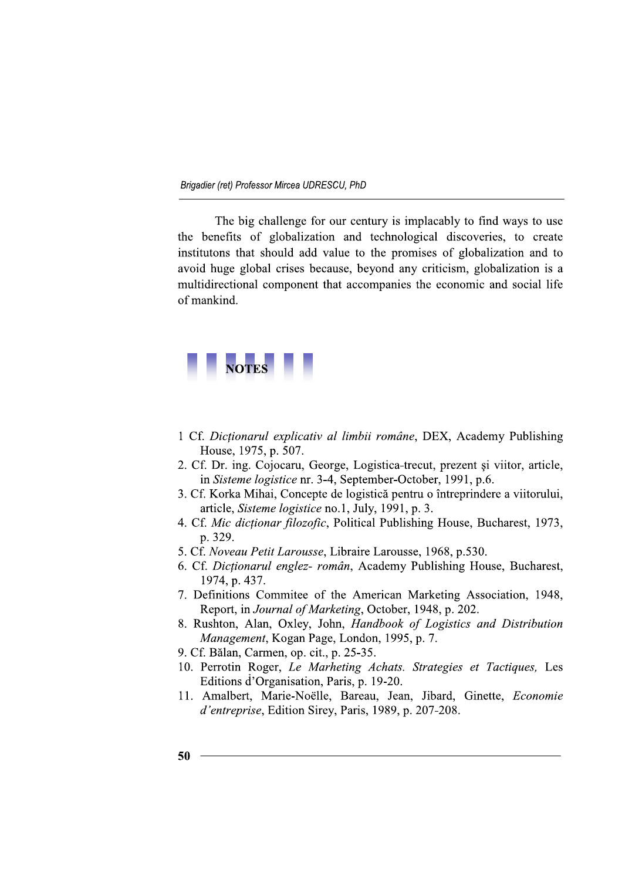The big challenge for our century is implacably to find ways to use the benefits of globalization and technological discoveries, to create institutons that should add value to the promises of globalization and to avoid huge global crises because, beyond any criticism, globalization is a multidirectional component that accompanies the economic and social life of mankind.

## NOTES

1 Cf. *Dicționarul explicativ al limbii române*, DEX, Academy Publishing House, 1975, p. 507.

2. Cf. Dr. ing. Cojocaru, George, Logistica-trecut, prezent și viitor, article, in *Sisteme logistice* nr. 3-4, September-October, 1991, p.6.

3. Cf. Korka Mihai, Concepte de logistică pentru o întreprindere a viitorului, article, *Sisteme logistice* no.1, July, 1991, p. 3.

4. Cf. *Mic dicționar filozofic*, Political Publishing House, Bucharest, 1973, p. 329.

5. Cf. *Noveau Petit Larousse*, Libraire Larousse, 1968, p.530.

6. Cf. *Dicționarul englez- român*, Academy Publishing House, Bucharest, 1974, p. 437.

7. Definitions Commitee of the American Marketing Association, 1948, Report, in *Journal of Marketing*, October, 1948, p. 202.

8. Rushton, Alan, Oxley, John, *Handbook of Logistics and Distribution Management*, Kogan Page, London, 1995, p. 7.

9. Cf. Bălan, Carmen, op. cit., p. 25-35.

10. Perrotin Roger, *Le Marheting Achats. Strategies et Tactiques,* Les Editions d'Organisation, Paris, p. 19-20.

11. Amalbert, Marie-Noëlle, Bareau, Jean, Jibard, Ginette, *Economie d'entreprise*, Edition Sirey, Paris, 1989, p. 207-208.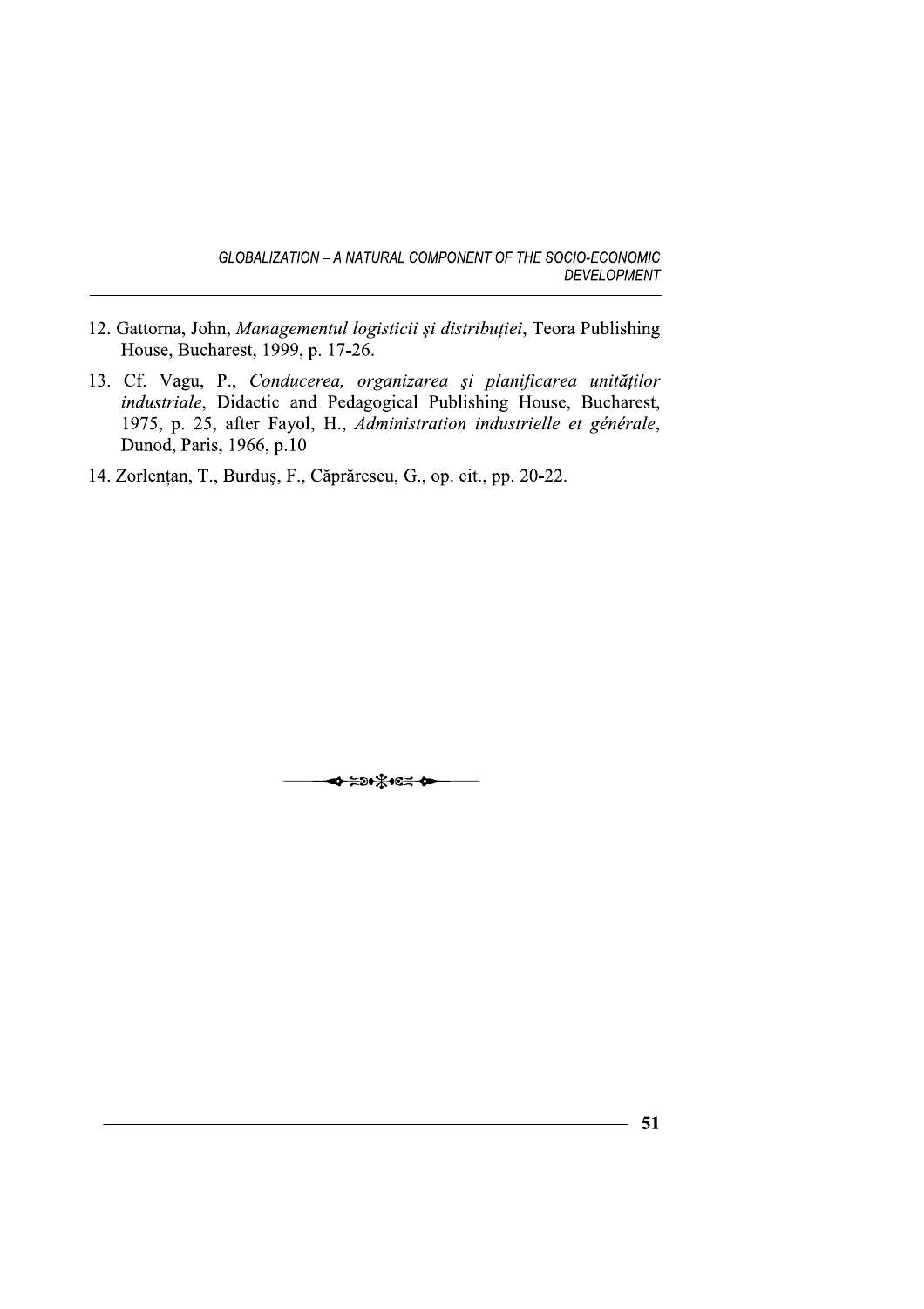12. Gattorna, John, *Managementul logisticii şi distribuţiei*, Teora Publishing House, Bucharest, 1999, p. 17-26.

13. Cf. Vagu, P., *Conducerea, organizarea şi planificarea unităţilor industriale*, Didactic and Pedagogical Publishing House, Bucharest, 1975, p. 25, after Fayol, H., *Administration industrielle et générale*, Dunod, Paris, 1966, p.10

14. Zorlenţan, T., Burduş, F., Căprărescu, G., op. cit., pp. 20-22.